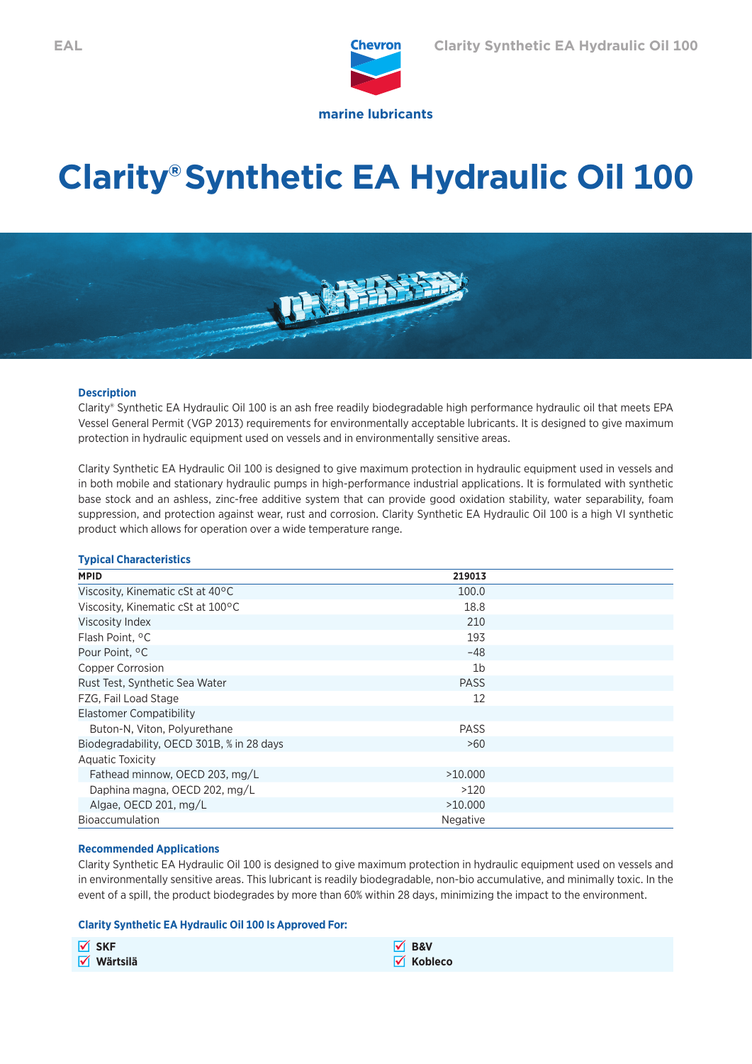EAL

marine lubricants

# Clarity® Synthetic EA Hydraulic Oil 100

### Description

Clarity® Synthetic EA Hydraulic Oil 100 is an ash free readily biodegradable high performance hydraulic oil that meets EPA Vessel General Permit (VGP 2013) requirements for environmentally acceptable lubricants. It is designed to give maximum protection in hydraulic equipment used on vessels and in environmentally sensitive areas.

Clarity Synthetic EA Hydraulic Oil 100 is designed to give maximum protection in hydraulic equipment used in vessels and in both mobile and stationary hydraulic pumps in high-performance industrial applications. It is formulated with synthetic base stock and an ashless, zinc-free additive system that can provide good oxidation stability, water separability, foam suppression, and protection against wear, rust and corrosion. Clarity Synthetic EA Hydraulic Oil 100 is a high VI synthetic product which allows for operation over a wide temperature range.

### Typical Characteristics

| MPID | 219013 |
|---|---|
| Viscosity, Kinematic cSt at 40°C | 100.0 |
| Viscosity, Kinematic cSt at 100°C | 18.8 |
| Viscosity Index | 210 |
| Flash Point, °C | 193 |
| Pour Point, °C | −48 |
| Copper Corrosion | 1b |
| Rust Test, Synthetic Sea Water | PASS |
| FZG, Fail Load Stage | 12 |
| Elastomer Compatibility | |
| Buton-N, Viton, Polyurethane | PASS |
| Biodegradability, OECD 301B, % in 28 days | >60 |
| Aquatic Toxicity | |
| Fathead minnow, OECD 203, mg/L | >10.000 |
| Daphina magna, OECD 202, mg/L | >120 |
| Algae, OECD 201, mg/L | >10.000 |
| Bioaccumulation | Negative |

### Recommended Applications

Clarity Synthetic EA Hydraulic Oil 100 is designed to give maximum protection in hydraulic equipment used on vessels and in environmentally sensitive areas. This lubricant is readily biodegradable, non-bio accumulative, and minimally toxic. In the event of a spill, the product biodegrades by more than 60% within 28 days, minimizing the impact to the environment.

### Clarity Synthetic EA Hydraulic Oil 100 Is Approved For:

- ☑ **SKF**
- ☑ **Wärtsilä**
- ☑ **B&V**
- ☑ **Kobleco**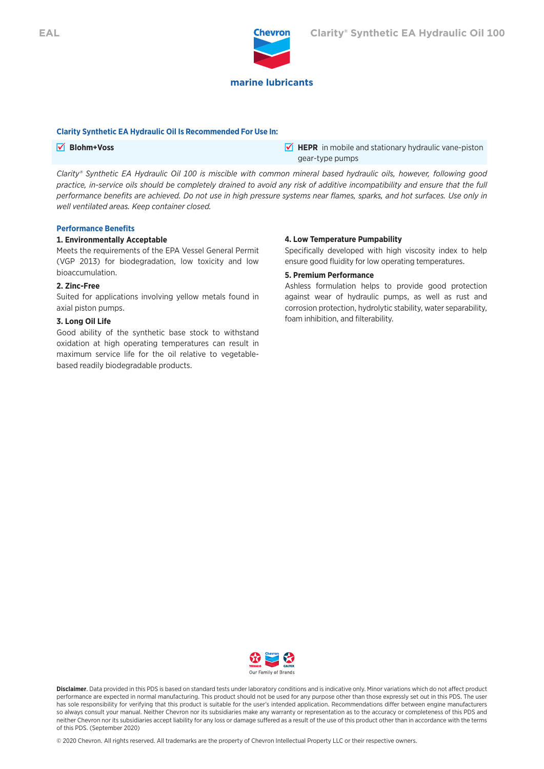### Clarity Synthetic EA Hydraulic Oil Is Recommended For Use In:

- ☑ **Blohm+Voss**
- ☑ **HEPR** in mobile and stationary hydraulic vane-piston gear-type pumps

*Clarity® Synthetic EA Hydraulic Oil 100 is miscible with common mineral based hydraulic oils, however, following good practice, in-service oils should be completely drained to avoid any risk of additive incompatibility and ensure that the full performance benefits are achieved. Do not use in high pressure systems near flames, sparks, and hot surfaces. Use only in well ventilated areas. Keep container closed.*

### Performance Benefits

**1. Environmentally Acceptable**

Meets the requirements of the EPA Vessel General Permit (VGP 2013) for biodegradation, low toxicity and low bioaccumulation.

**2. Zinc-Free**

Suited for applications involving yellow metals found in axial piston pumps.

**3. Long Oil Life**

Good ability of the synthetic base stock to withstand oxidation at high operating temperatures can result in maximum service life for the oil relative to vegetable-based readily biodegradable products.

**4. Low Temperature Pumpability**

Specifically developed with high viscosity index to help ensure good fluidity for low operating temperatures.

**5. Premium Performance**

Ashless formulation helps to provide good protection against wear of hydraulic pumps, as well as rust and corrosion protection, hydrolytic stability, water separability, foam inhibition, and filterability.

Our Family of Brands

**Disclaimer**. Data provided in this PDS is based on standard tests under laboratory conditions and is indicative only. Minor variations which do not affect product performance are expected in normal manufacturing. This product should not be used for any purpose other than those expressly set out in this PDS. The user has sole responsibility for verifying that this product is suitable for the user's intended application. Recommendations differ between engine manufacturers so always consult your manual. Neither Chevron nor its subsidiaries make any warranty or representation as to the accuracy or completeness of this PDS and neither Chevron nor its subsidiaries accept liability for any loss or damage suffered as a result of the use of this product other than in accordance with the terms of this PDS. (September 2020)

© 2020 Chevron. All rights reserved. All trademarks are the property of Chevron Intellectual Property LLC or their respective owners.